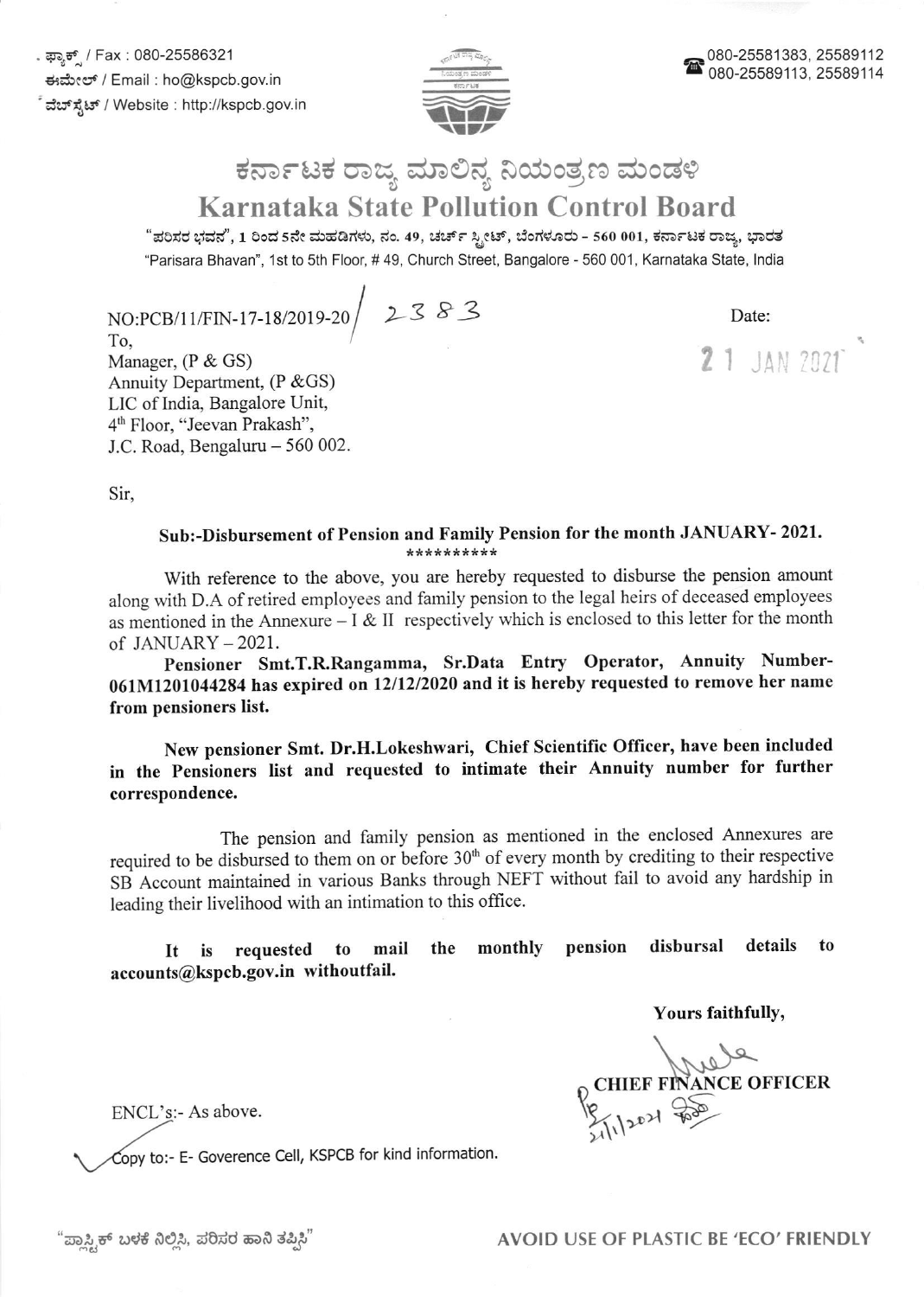ಫ್ಯಾಕ್ಸ್ / Fax : 080-25586321
ಈಮೇಲ್ / Email : ho@kspcb.gov.in
ವೆಬ್‌ಸೈಟ್ / Website : http://kspcb.gov.in

080-25581383, 25589112
080-25589113, 25589114

# ಕರ್ನಾಟಕ ರಾಜ್ಯ ಮಾಲಿನ್ಯ ನಿಯಂತ್ರಣ ಮಂಡಳಿ
# Karnataka State Pollution Control Board

"ಪರಿಸರ ಭವನ", 1 ರಿಂದ 5ನೇ ಮಹಡಿಗಳು, ನಂ. 49, ಚರ್ಚ್ ಸ್ಟ್ರೀಟ್, ಬೆಂಗಳೂರು - 560 001, ಕರ್ನಾಟಕ ರಾಜ್ಯ, ಭಾರತ
"Parisara Bhavan", 1st to 5th Floor, # 49, Church Street, Bangalore - 560 001, Karnataka State, India

NO:PCB/11/FIN-17-18/2019-20/ 2383

Date: 21 JAN 2021

To,
Manager, (P & GS)
Annuity Department, (P &GS)
LIC of India, Bangalore Unit,
4th Floor, "Jeevan Prakash",
J.C. Road, Bengaluru – 560 002.

Sir,

**Sub:-Disbursement of Pension and Family Pension for the month JANUARY- 2021.**
\*\*\*\*\*\*\*\*\*\*

With reference to the above, you are hereby requested to disburse the pension amount along with D.A of retired employees and family pension to the legal heirs of deceased employees as mentioned in the Annexure – I & II respectively which is enclosed to this letter for the month of JANUARY – 2021.

**Pensioner Smt.T.R.Rangamma, Sr.Data Entry Operator, Annuity Number-061M1201044284 has expired on 12/12/2020 and it is hereby requested to remove her name from pensioners list.**

**New pensioner Smt. Dr.H.Lokeshwari, Chief Scientific Officer, have been included in the Pensioners list and requested to intimate their Annuity number for further correspondence.**

The pension and family pension as mentioned in the enclosed Annexures are required to be disbursed to them on or before 30th of every month by crediting to their respective SB Account maintained in various Banks through NEFT without fail to avoid any hardship in leading their livelihood with an intimation to this office.

**It is requested to mail the monthly pension disbursal details to accounts@kspcb.gov.in withoutfail.**

**Yours faithfully,**

**CHIEF FINANCE OFFICER**

ENCL's:- As above.

Copy to:- E- Goverence Cell, KSPCB for kind information.

"ಪ್ಲಾಸ್ಟಿಕ್ ಬಳಕೆ ನಿಲ್ಲಿಸಿ, ಪರಿಸರ ಹಾನಿ ತಪ್ಪಿಸಿ"

AVOID USE OF PLASTIC BE 'ECO' FRIENDLY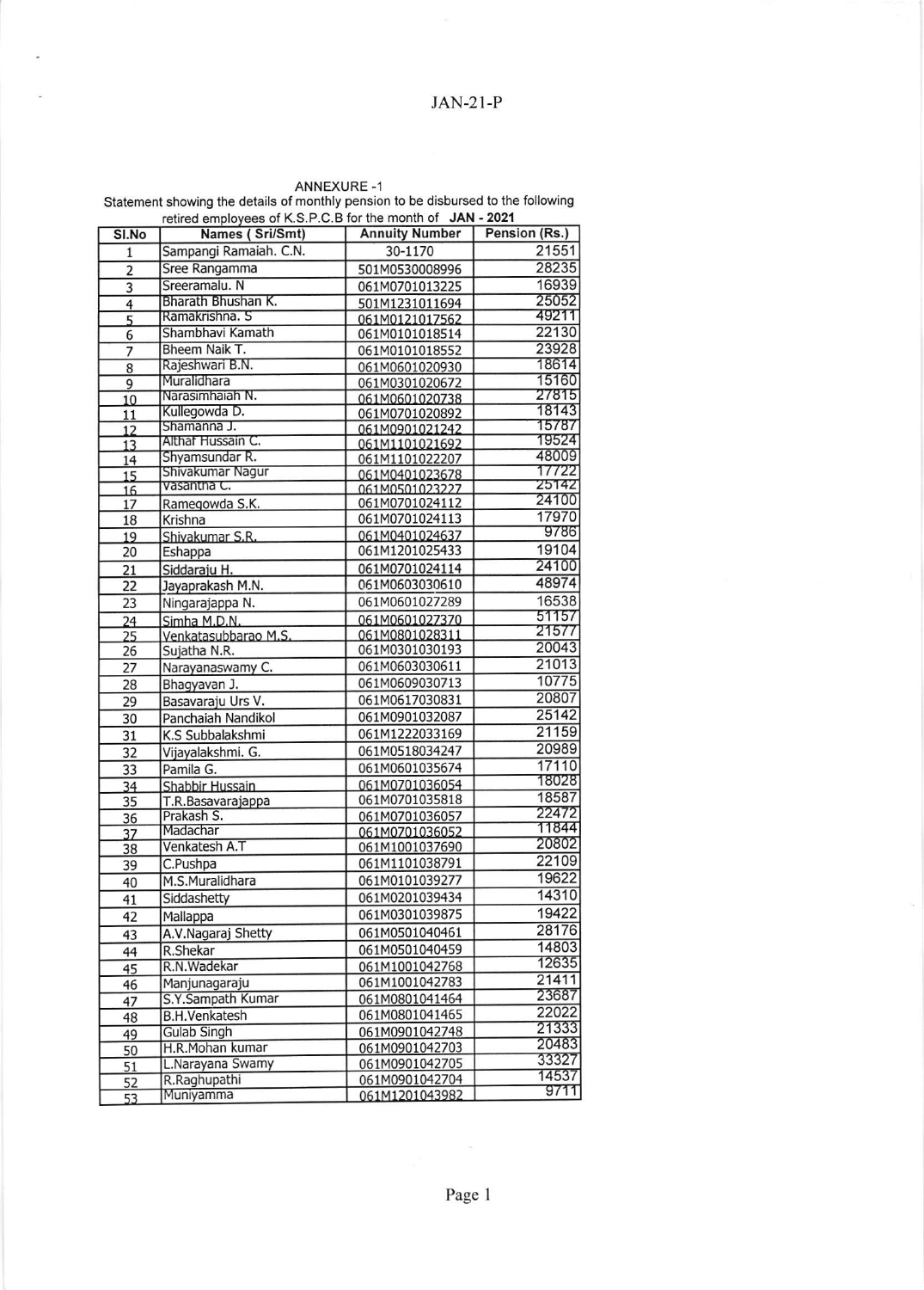JAN-21-P

ANNEXURE -1

Statement showing the details of monthly pension to be disbursed to the following retired employees of K.S.P.C.B for the month of **JAN - 2021**

| Sl.No | Names ( Sri/Smt) | Annuity Number | Pension (Rs.) |
|---|---|---|---|
| 1 | Sampangi Ramaiah. C.N. | 30-1170 | 21551 |
| 2 | Sree Rangamma | 501M0530008996 | 28235 |
| 3 | Sreeramalu. N | 061M0701013225 | 16939 |
| 4 | Bharath Bhushan K. | 501M1231011694 | 25052 |
| 5 | Ramakrishna. S | 061M0121017562 | 49211 |
| 6 | Shambhavi Kamath | 061M0101018514 | 22130 |
| 7 | Bheem Naik T. | 061M0101018552 | 23928 |
| 8 | Rajeshwari B.N. | 061M0601020930 | 18614 |
| 9 | Muralidhara | 061M0301020672 | 15160 |
| 10 | Narasimhaiah N. | 061M0601020738 | 27815 |
| 11 | Kullegowda D. | 061M0701020892 | 18143 |
| 12 | Shamanna J. | 061M0901021242 | 15787 |
| 13 | Althaf Hussain C. | 061M1101021692 | 19524 |
| 14 | Shyamsundar R. | 061M1101022207 | 48009 |
| 15 | Shivakumar Nagur | 061M0401023678 | 17722 |
| 16 | Vasantha C. | 061M0501023227 | 25142 |
| 17 | Ramegowda S.K. | 061M0701024112 | 24100 |
| 18 | Krishna | 061M0701024113 | 17970 |
| 19 | Shivakumar S.R. | 061M0401024637 | 9786 |
| 20 | Eshappa | 061M1201025433 | 19104 |
| 21 | Siddaraju H. | 061M0701024114 | 24100 |
| 22 | Jayaprakash M.N. | 061M0603030610 | 48974 |
| 23 | Ningarajappa N. | 061M0601027289 | 16538 |
| 24 | Simha M.D.N. | 061M0601027370 | 51157 |
| 25 | Venkatasubbarao M.S. | 061M0801028311 | 21577 |
| 26 | Sujatha N.R. | 061M0301030193 | 20043 |
| 27 | Narayanaswamy C. | 061M0603030611 | 21013 |
| 28 | Bhagyavan J. | 061M0609030713 | 10775 |
| 29 | Basavaraju Urs V. | 061M0617030831 | 20807 |
| 30 | Panchaiah Nandikol | 061M0901032087 | 25142 |
| 31 | K.S Subbalakshmi | 061M1222033169 | 21159 |
| 32 | Vijayalakshmi. G. | 061M0518034247 | 20989 |
| 33 | Pamila G. | 061M0601035674 | 17110 |
| 34 | Shabbir Hussain | 061M0701036054 | 18028 |
| 35 | T.R.Basavarajappa | 061M0701035818 | 18587 |
| 36 | Prakash S. | 061M0701036057 | 22472 |
| 37 | Madachar | 061M0701036052 | 11844 |
| 38 | Venkatesh A.T | 061M1001037690 | 20802 |
| 39 | C.Pushpa | 061M1101038791 | 22109 |
| 40 | M.S.Muralidhara | 061M0101039277 | 19622 |
| 41 | Siddashetty | 061M0201039434 | 14310 |
| 42 | Mallappa | 061M0301039875 | 19422 |
| 43 | A.V.Nagaraj Shetty | 061M0501040461 | 28176 |
| 44 | R.Shekar | 061M0501040459 | 14803 |
| 45 | R.N.Wadekar | 061M1001042768 | 12635 |
| 46 | Manjunagaraju | 061M1001042783 | 21411 |
| 47 | S.Y.Sampath Kumar | 061M0801041464 | 23687 |
| 48 | B.H.Venkatesh | 061M0801041465 | 22022 |
| 49 | Gulab Singh | 061M0901042748 | 21333 |
| 50 | H.R.Mohan kumar | 061M0901042703 | 20483 |
| 51 | L.Narayana Swamy | 061M0901042705 | 33327 |
| 52 | R.Raghupathi | 061M0901042704 | 14537 |
| 53 | Muniyamma | 061M1201043982 | 9711 |